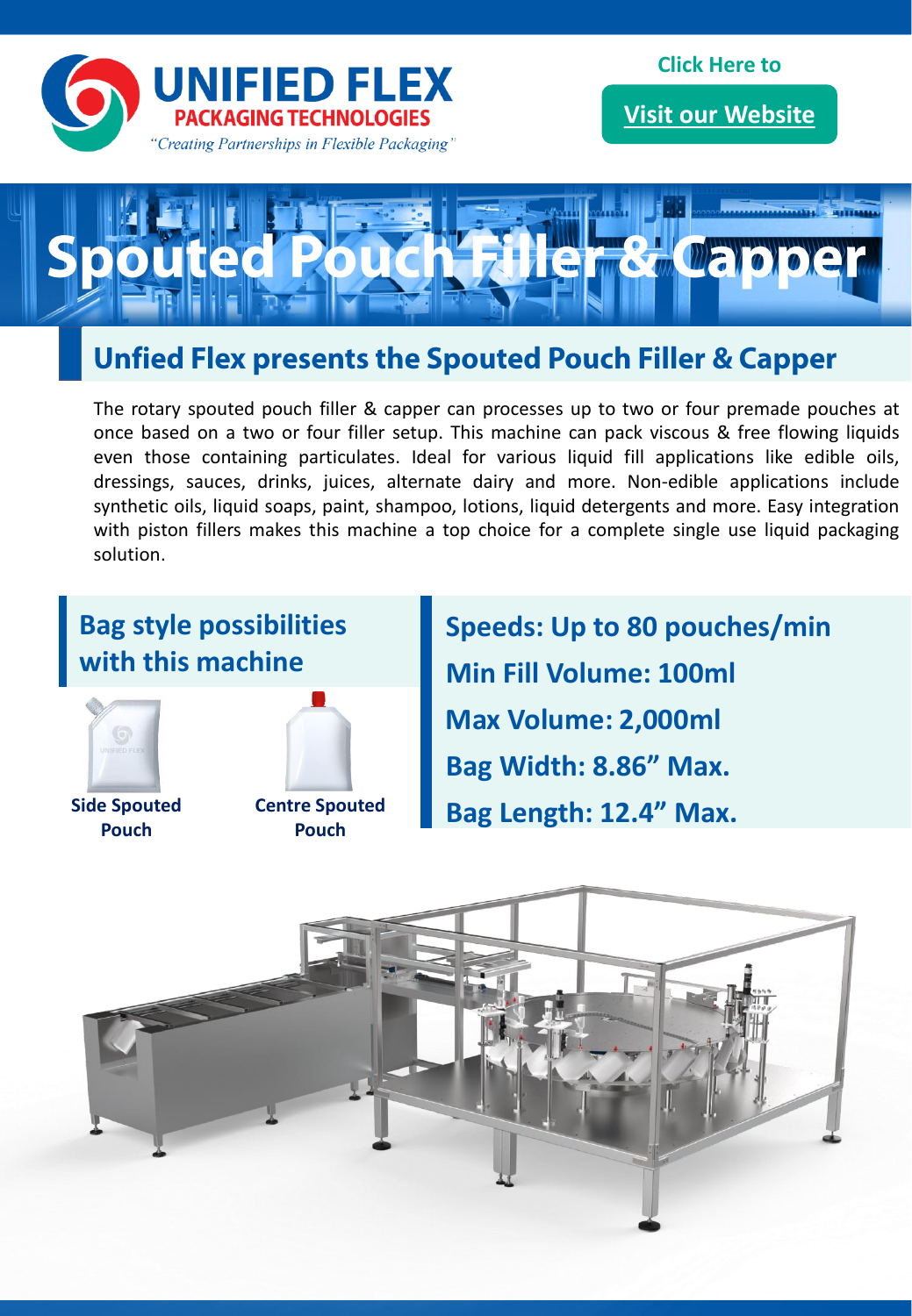**UNIFIED FLEX**
**PACKAGING TECHNOLOGIES**
*"Creating Partnerships in Flexible Packaging"*

Click Here to

Visit our Website

# Spouted Pouch Filler & Capper

## Unfied Flex presents the Spouted Pouch Filler & Capper

The rotary spouted pouch filler & capper can processes up to two or four premade pouches at once based on a two or four filler setup. This machine can pack viscous & free flowing liquids even those containing particulates. Ideal for various liquid fill applications like edible oils, dressings, sauces, drinks, juices, alternate dairy and more. Non-edible applications include synthetic oils, liquid soaps, paint, shampoo, lotions, liquid detergents and more. Easy integration with piston fillers makes this machine a top choice for a complete single use liquid packaging solution.

## Bag style possibilities with this machine

**Side Spouted Pouch**

**Centre Spouted Pouch**

**Speeds: Up to 80 pouches/min**

**Min Fill Volume: 100ml**

**Max Volume: 2,000ml**

**Bag Width: 8.86" Max.**

**Bag Length: 12.4" Max.**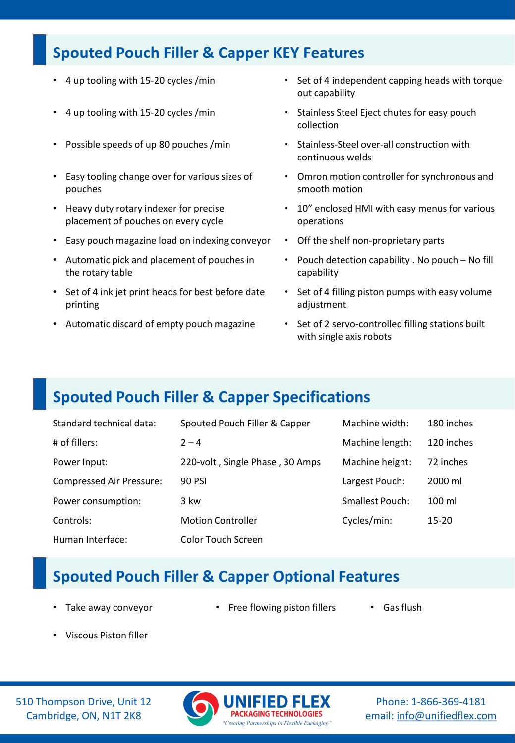## Spouted Pouch Filler & Capper KEY Features

- 4 up tooling with 15-20 cycles /min
- 4 up tooling with 15-20 cycles /min
- Possible speeds of up 80 pouches /min
- Easy tooling change over for various sizes of pouches
- Heavy duty rotary indexer for precise placement of pouches on every cycle
- Easy pouch magazine load on indexing conveyor
- Automatic pick and placement of pouches in the rotary table
- Set of 4 ink jet print heads for best before date printing
- Automatic discard of empty pouch magazine
- Set of 4 independent capping heads with torque out capability
- Stainless Steel Eject chutes for easy pouch collection
- Stainless-Steel over-all construction with continuous welds
- Omron motion controller for synchronous and smooth motion
- 10" enclosed HMI with easy menus for various operations
- Off the shelf non-proprietary parts
- Pouch detection capability . No pouch – No fill capability
- Set of 4 filling piston pumps with easy volume adjustment
- Set of 2 servo-controlled filling stations built with single axis robots

## Spouted Pouch Filler & Capper Specifications

| | | | |
|---|---|---|---|
| Standard technical data: | Spouted Pouch Filler & Capper | Machine width: | 180 inches |
| # of fillers: | 2 – 4 | Machine length: | 120 inches |
| Power Input: | 220-volt , Single Phase , 30 Amps | Machine height: | 72 inches |
| Compressed Air Pressure: | 90 PSI | Largest Pouch: | 2000 ml |
| Power consumption: | 3 kw | Smallest Pouch: | 100 ml |
| Controls: | Motion Controller | Cycles/min: | 15-20 |
| Human Interface: | Color Touch Screen | | |

## Spouted Pouch Filler & Capper Optional Features

- Take away conveyor
- Free flowing piston fillers
- Gas flush
- Viscous Piston filler

510 Thompson Drive, Unit 12
Cambridge, ON, N1T 2K8

UNIFIED FLEX
PACKAGING TECHNOLOGIES
"Creating Partnerships in Flexible Packaging"

Phone: 1-866-369-4181
email: info@unifiedflex.com